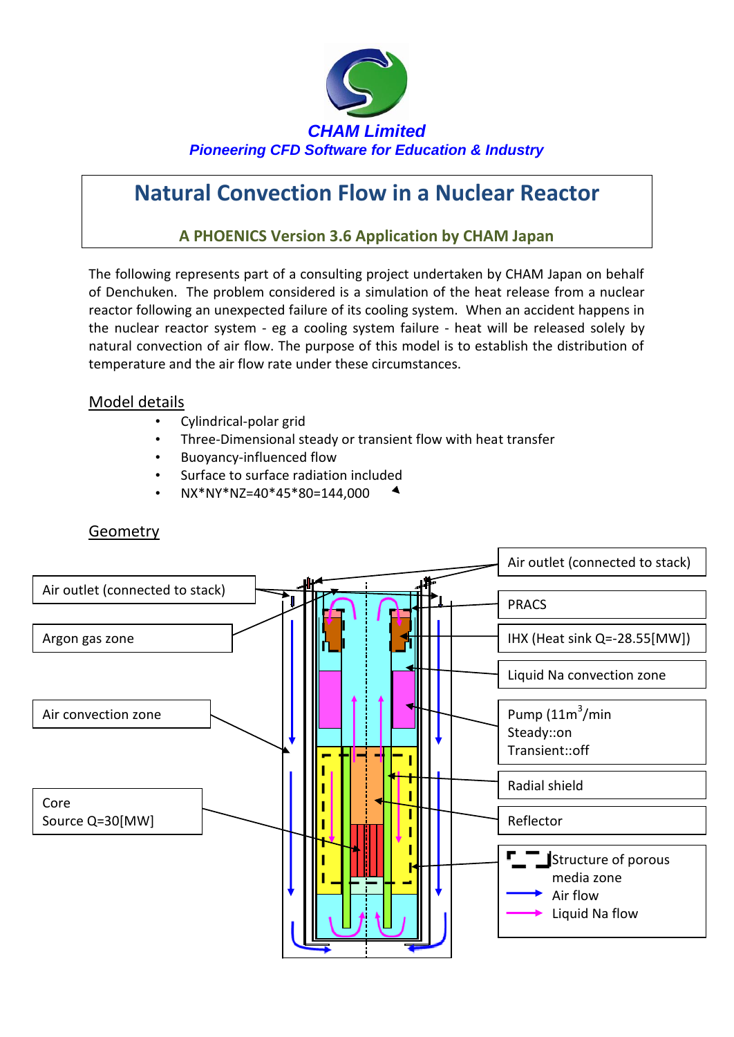CHAM Limited

*Pioneering CFD Software for Education & Industry*

# Natural Convection Flow in a Nuclear Reactor

## A PHOENICS Version 3.6 Application by CHAM Japan

The following represents part of a consulting project undertaken by CHAM Japan on behalf of Denchuken. The problem considered is a simulation of the heat release from a nuclear reactor following an unexpected failure of its cooling system. When an accident happens in the nuclear reactor system - eg a cooling system failure - heat will be released solely by natural convection of air flow. The purpose of this model is to establish the distribution of temperature and the air flow rate under these circumstances.

## Model details

- Cylindrical-polar grid
- Three-Dimensional steady or transient flow with heat transfer
- Buoyancy-influenced flow
- Surface to surface radiation included
- NX*NY*NZ=40*45*80=144,000

## Geometry

Air outlet (connected to stack)

Argon gas zone

Air convection zone

Core
Source Q=30[MW]

Air outlet (connected to stack)

PRACS

IHX (Heat sink Q=-28.55[MW])

Liquid Na convection zone

Pump ($11m^3$/min
Steady::on
Transient::off

Radial shield

Reflector

Structure of porous media zone

Air flow

Liquid Na flow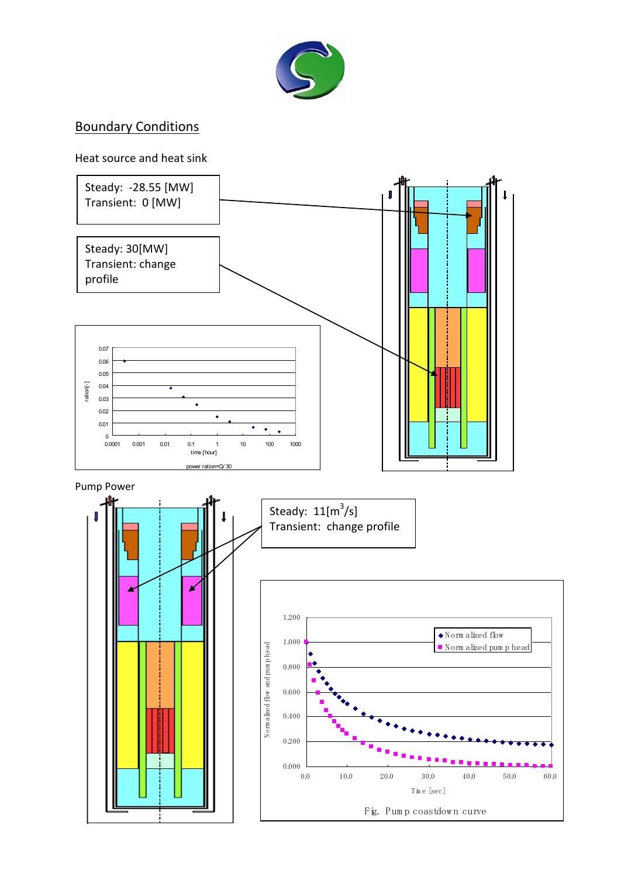## Boundary Conditions

Heat source and heat sink

Steady: -28.55 [MW]
Transient: 0 [MW]

Steady: 30[MW]
Transient: change profile

Pump Power

Steady: 11[$m^3$/s]
Transient: change profile

Fig. Pump coastdown curve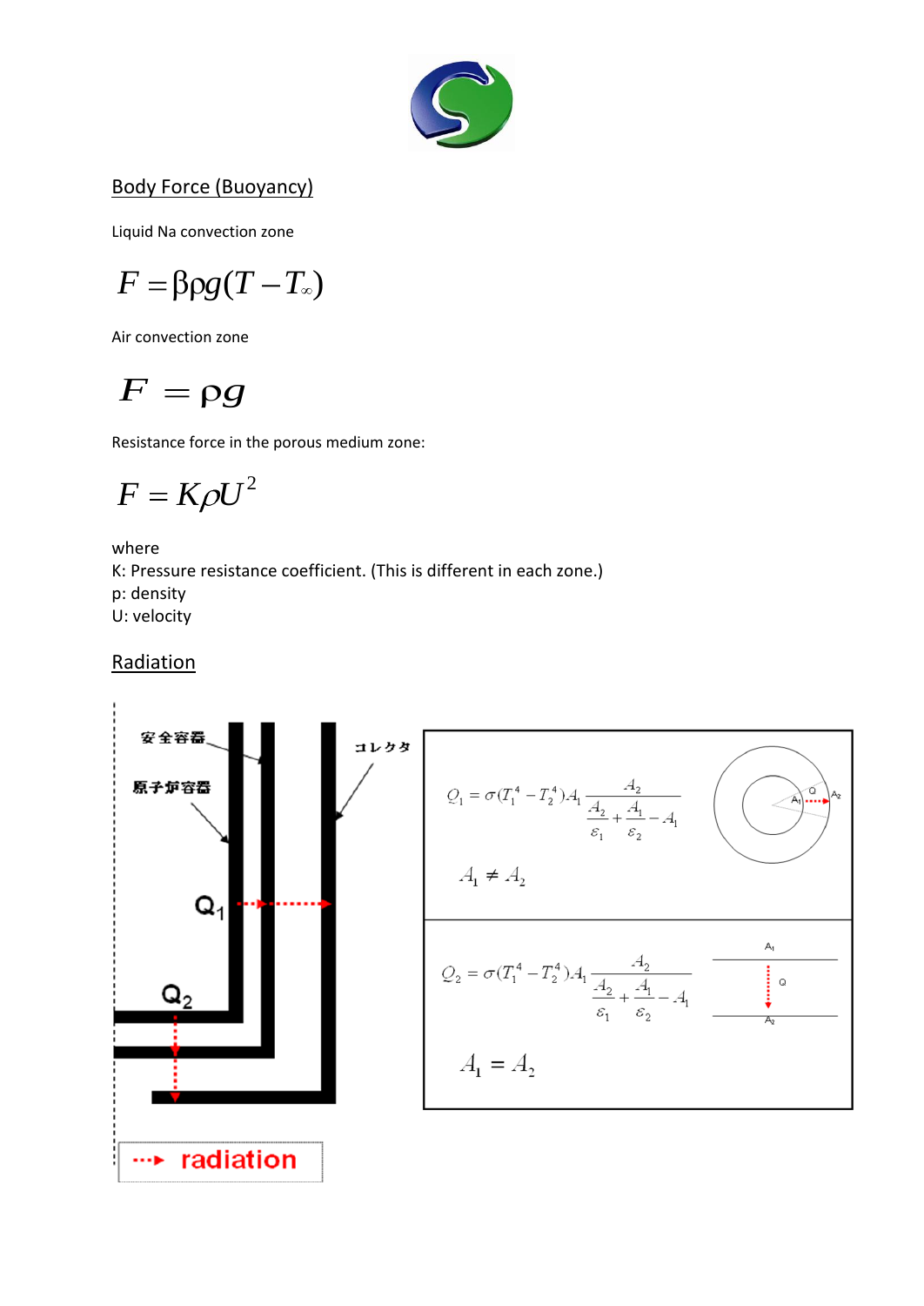## Body Force (Buoyancy)

Liquid Na convection zone

$$F = \beta \rho g (T - T_{\infty})$$

Air convection zone

$$F = \rho g$$

Resistance force in the porous medium zone:

$$F = K \rho U^2$$

where
K: Pressure resistance coefficient. (This is different in each zone.)
p: density
U: velocity

## Radiation

安全容器

原子炉容器

コレクタ

$Q_1$

$Q_2$

radiation

$$Q_1 = \sigma (T_1^4 - T_2^4) A_1 \frac{A_2}{\frac{A_2}{\varepsilon_1} + \frac{A_1}{\varepsilon_2} - A_1}$$

$$A_1 \neq A_2$$

$$Q_2 = \sigma (T_1^4 - T_2^4) A_1 \frac{A_2}{\frac{A_2}{\varepsilon_1} + \frac{A_1}{\varepsilon_2} - A_1}$$

$$A_1 = A_2$$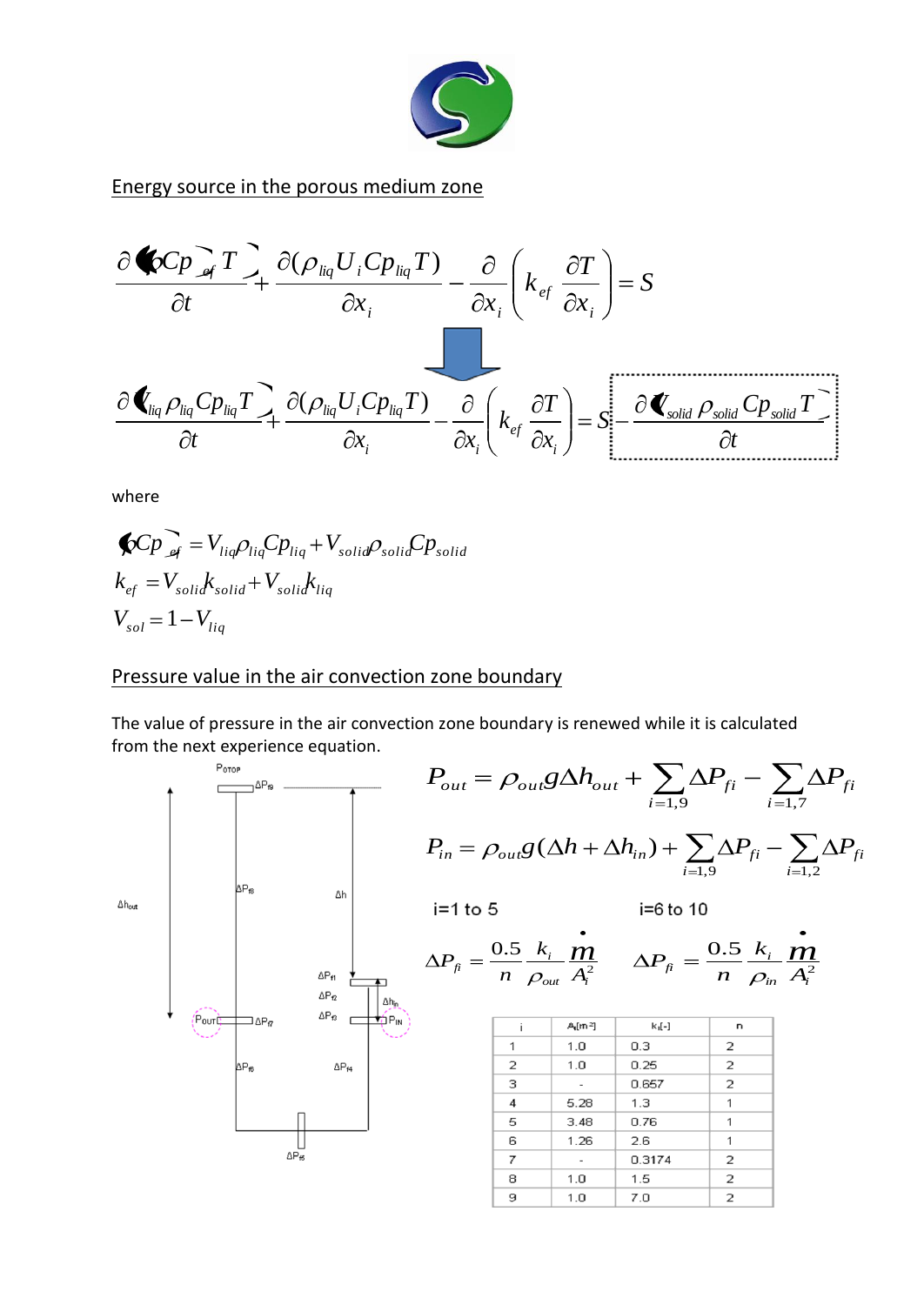## Energy source in the porous medium zone

$$\frac{\partial (\rho Cp)_{ef} T}{\partial t} + \frac{\partial(\rho_{liq} U_i Cp_{liq} T)}{\partial x_i} - \frac{\partial}{\partial x_i}\left(k_{ef}\frac{\partial T}{\partial x_i}\right) = S$$

$$\frac{\partial (V_{liq}\rho_{liq} Cp_{liq} T)}{\partial t} + \frac{\partial(\rho_{liq} U_i Cp_{liq} T)}{\partial x_i} - \frac{\partial}{\partial x_i}\left(k_{ef}\frac{\partial T}{\partial x_i}\right) = S - \frac{\partial (V_{solid}\rho_{solid} Cp_{solid} T)}{\partial t}$$

where

$$(\rho Cp)_{ef} = V_{liq}\rho_{liq}Cp_{liq} + V_{solid}\rho_{solid}Cp_{solid}$$

$$k_{ef} = V_{solid}k_{solid} + V_{solid}k_{liq}$$

$$V_{sol} = 1 - V_{liq}$$

## Pressure value in the air convection zone boundary

The value of pressure in the air convection zone boundary is renewed while it is calculated from the next experience equation.

$$P_{out} = \rho_{out} g \Delta h_{out} + \sum_{i=1,9} \Delta P_{fi} - \sum_{i=1,7} \Delta P_{fi}$$

$$P_{in} = \rho_{out} g (\Delta h + \Delta h_{in}) + \sum_{i=1,9} \Delta P_{fi} - \sum_{i=1,2} \Delta P_{fi}$$

i=1 to 5

$$\Delta P_{fi} = \frac{0.5}{n}\frac{k_i}{\rho_{out}}\frac{\dot{m}}{A_i^2}$$

i=6 to 10

$$\Delta P_{fi} = \frac{0.5}{n}\frac{k_i}{\rho_{in}}\frac{\dot{m}}{A_i^2}$$

| i | $A_i$[m$^2$] | $k_i$[-] | n |
|---|---|---|---|
| 1 | 1.0 | 0.3 | 2 |
| 2 | 1.0 | 0.25 | 2 |
| 3 | - | 0.657 | 2 |
| 4 | 5.28 | 1.3 | 1 |
| 5 | 3.48 | 0.76 | 1 |
| 6 | 1.26 | 2.6 | 1 |
| 7 | - | 0.3174 | 2 |
| 8 | 1.0 | 1.5 | 2 |
| 9 | 1.0 | 7.0 | 2 |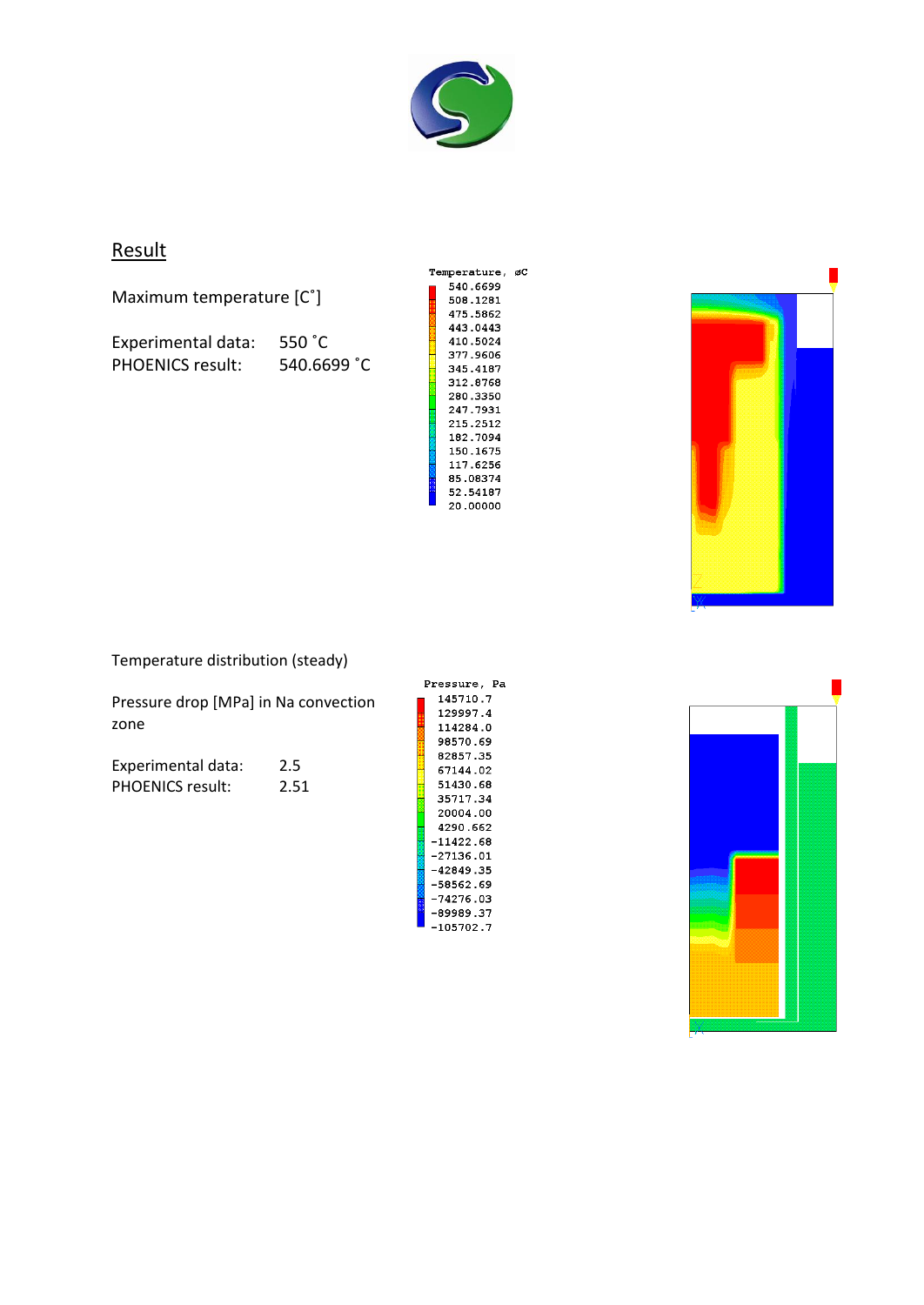## Result

Maximum temperature [C˚]

| | |
|---|---|
| Experimental data: | 550 ˚C |
| PHOENICS result: | 540.6699 ˚C |

Temperature distribution (steady)

Pressure drop [MPa] in Na convection zone

| | |
|---|---|
| Experimental data: | 2.5 |
| PHOENICS result: | 2.51 |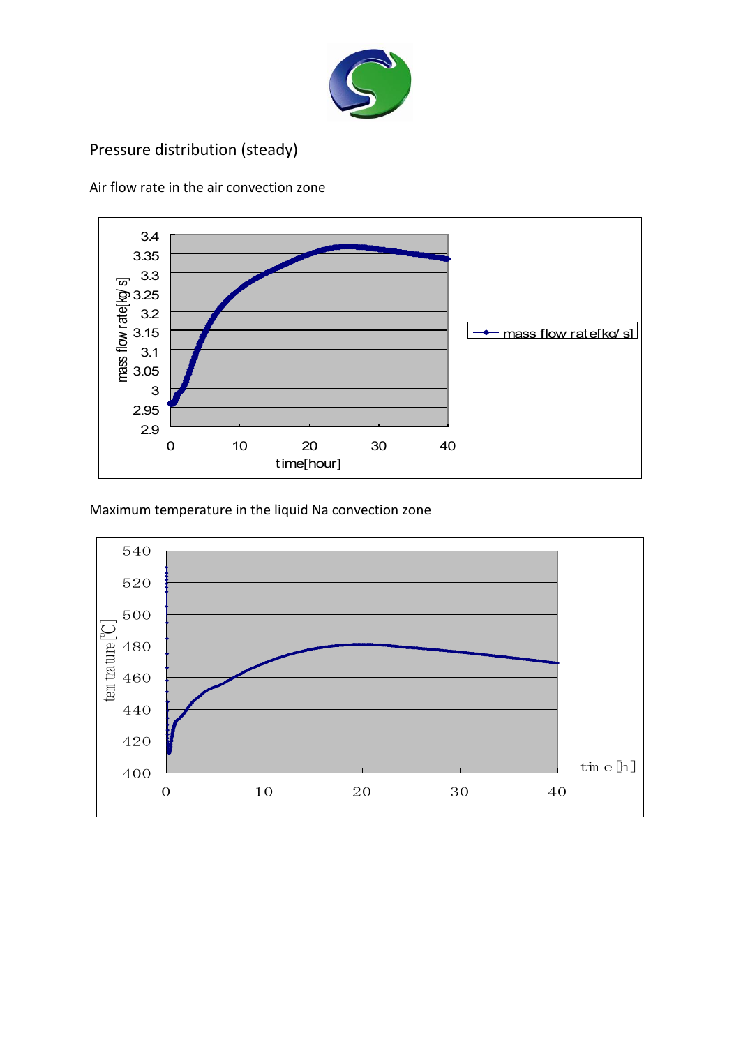## Pressure distribution (steady)

Air flow rate in the air convection zone

Maximum temperature in the liquid Na convection zone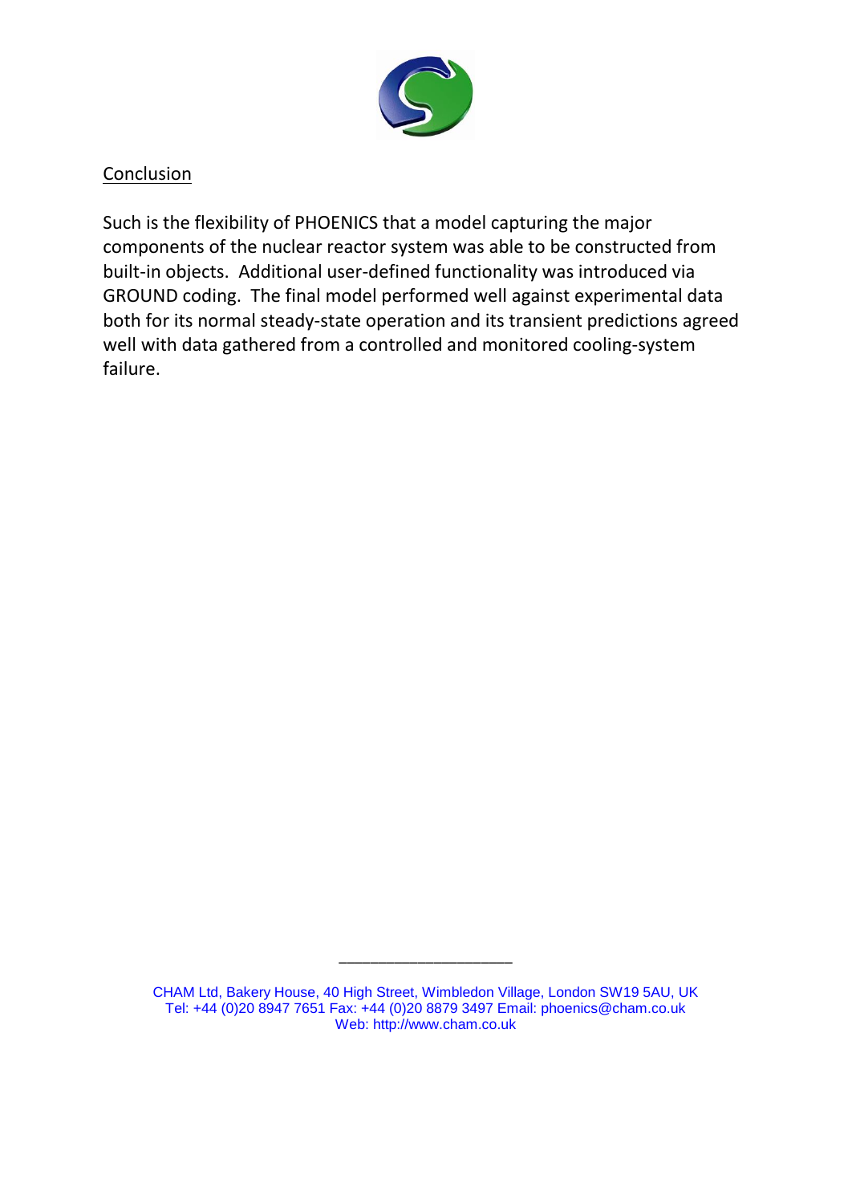## Conclusion

Such is the flexibility of PHOENICS that a model capturing the major components of the nuclear reactor system was able to be constructed from built-in objects. Additional user-defined functionality was introduced via GROUND coding. The final model performed well against experimental data both for its normal steady-state operation and its transient predictions agreed well with data gathered from a controlled and monitored cooling-system failure.

---

CHAM Ltd, Bakery House, 40 High Street, Wimbledon Village, London SW19 5AU, UK
Tel: +44 (0)20 8947 7651 Fax: +44 (0)20 8879 3497 Email: phoenics@cham.co.uk
Web: http://www.cham.co.uk